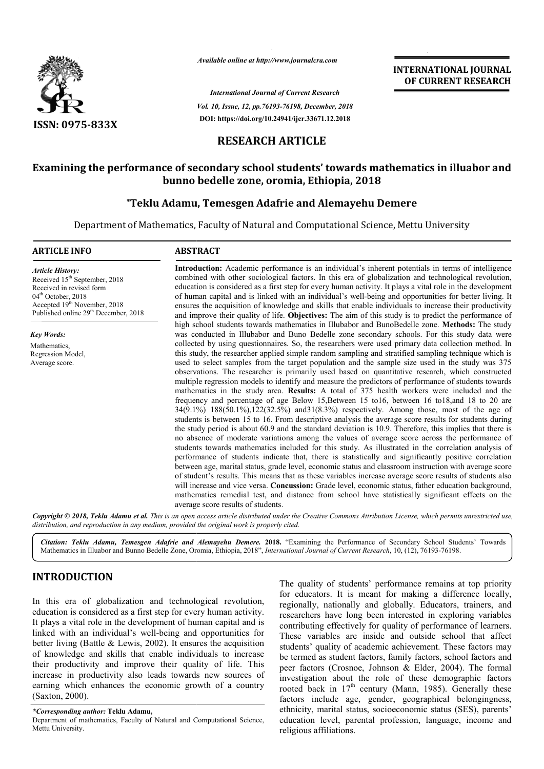*Available online at http://www.journalcra.com*

*International Journal of Current Research*
*Vol. 10, Issue, 12, pp.76193-76198, December, 2018*
**DOI: https://doi.org/10.24941/ijcr.33671.12.2018**

**INTERNATIONAL JOURNAL OF CURRENT RESEARCH**

**ISSN: 0975-833X**

## RESEARCH ARTICLE

# Examining the performance of secondary school students' towards mathematics in illuabor and bunno bedelle zone, oromia, Ethiopia, 2018

**\*Teklu Adamu, Temesgen Adafrie and Alemayehu Demere**

Department of Mathematics, Faculty of Natural and Computational Science, Mettu University

**ARTICLE INFO**

*Article History:*
Received 15th September, 2018
Received in revised form
04th October, 2018
Accepted 19th November, 2018
Published online 29th December, 2018

*Key Words:*
Mathematics,
Regression Model,
Average score.

**ABSTRACT**

**Introduction:** Academic performance is an individual's inherent potentials in terms of intelligence combined with other sociological factors. In this era of globalization and technological revolution, education is considered as a first step for every human activity. It plays a vital role in the development of human capital and is linked with an individual's well-being and opportunities for better living. It ensures the acquisition of knowledge and skills that enable individuals to increase their productivity and improve their quality of life. **Objectives:** The aim of this study is to predict the performance of high school students towards mathematics in Illubabor and BunoBedelle zone. **Methods:** The study was conducted in Illubabor and Buno Bedelle zone secondary schools. For this study data were collected by using questionnaires. So, the researchers were used primary data collection method. In this study, the researcher applied simple random sampling and stratified sampling technique which is used to select samples from the target population and the sample size used in the study was 375 observations. The researcher is primarily used based on quantitative research, which constructed multiple regression models to identify and measure the predictors of performance of students towards mathematics in the study area. **Results:** A total of 375 health workers were included and the frequency and percentage of age Below 15,Between 15 to16, between 16 to18,and 18 to 20 are 34(9.1%) 188(50.1%),122(32.5%) and31(8.3%) respectively. Among those, most of the age of students is between 15 to 16. From descriptive analysis the average score results for students during the study period is about 60.9 and the standard deviation is 10.9. Therefore, this implies that there is no absence of moderate variations among the values of average score across the performance of students towards mathematics included for this study. As illustrated in the correlation analysis of performance of students indicate that, there is statistically and significantly positive correlation between age, marital status, grade level, economic status and classroom instruction with average score of student's results. This means that as these variables increase average score results of students also will increase and vice versa. **Concussion:** Grade level, economic status, father education background, mathematics remedial test, and distance from school have statistically significant effects on the average score results of students.

*Copyright © 2018, Teklu Adamu et al. This is an open access article distributed under the Creative Commons Attribution License, which permits unrestricted use, distribution, and reproduction in any medium, provided the original work is properly cited.*

*Citation: Teklu Adamu, Temesgen Adafrie and Alemayehu Demere.* **2018.** "Examining the Performance of Secondary School Students' Towards Mathematics in Illuabor and Bunno Bedelle Zone, Oromia, Ethiopia, 2018", *International Journal of Current Research*, 10, (12), 76193-76198.

## INTRODUCTION

In this era of globalization and technological revolution, education is considered as a first step for every human activity. It plays a vital role in the development of human capital and is linked with an individual's well-being and opportunities for better living (Battle & Lewis, 2002). It ensures the acquisition of knowledge and skills that enable individuals to increase their productivity and improve their quality of life. This increase in productivity also leads towards new sources of earning which enhances the economic growth of a country (Saxton, 2000).

The quality of students' performance remains at top priority for educators. It is meant for making a difference locally, regionally, nationally and globally. Educators, trainers, and researchers have long been interested in exploring variables contributing effectively for quality of performance of learners. These variables are inside and outside school that affect students' quality of academic achievement. These factors may be termed as student factors, family factors, school factors and peer factors (Crosnoe, Johnson & Elder, 2004). The formal investigation about the role of these demographic factors rooted back in 17th century (Mann, 1985). Generally these factors include age, gender, geographical belongingness, ethnicity, marital status, socioeconomic status (SES), parents' education level, parental profession, language, income and religious affiliations.

*\*Corresponding author:* **Teklu Adamu,**
Department of mathematics, Faculty of Natural and Computational Science, Mettu University.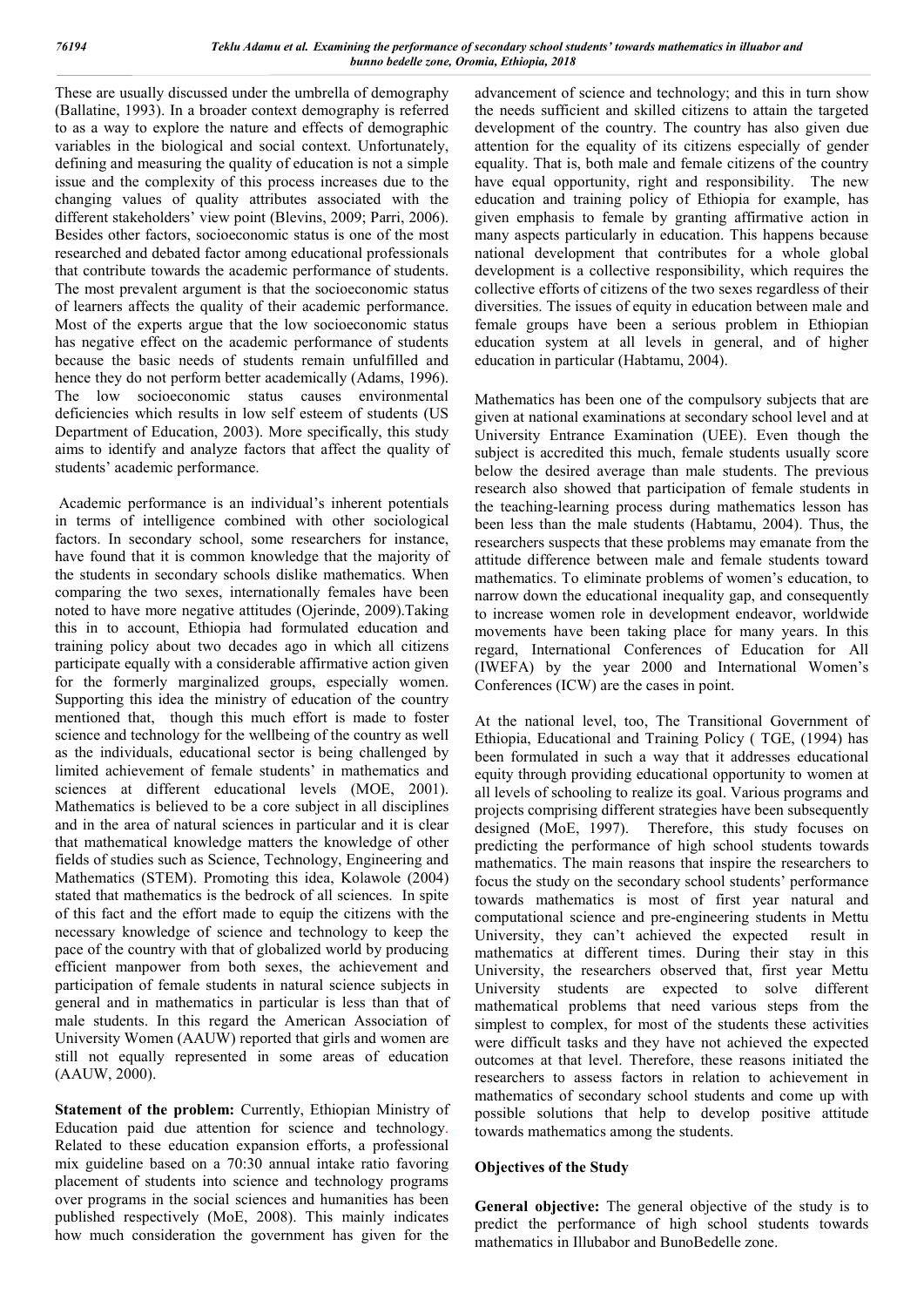These are usually discussed under the umbrella of demography (Ballatine, 1993). In a broader context demography is referred to as a way to explore the nature and effects of demographic variables in the biological and social context. Unfortunately, defining and measuring the quality of education is not a simple issue and the complexity of this process increases due to the changing values of quality attributes associated with the different stakeholders' view point (Blevins, 2009; Parri, 2006). Besides other factors, socioeconomic status is one of the most researched and debated factor among educational professionals that contribute towards the academic performance of students. The most prevalent argument is that the socioeconomic status of learners affects the quality of their academic performance. Most of the experts argue that the low socioeconomic status has negative effect on the academic performance of students because the basic needs of students remain unfulfilled and hence they do not perform better academically (Adams, 1996). The low socioeconomic status causes environmental deficiencies which results in low self esteem of students (US Department of Education, 2003). More specifically, this study aims to identify and analyze factors that affect the quality of students' academic performance.

Academic performance is an individual's inherent potentials in terms of intelligence combined with other sociological factors. In secondary school, some researchers for instance, have found that it is common knowledge that the majority of the students in secondary schools dislike mathematics. When comparing the two sexes, internationally females have been noted to have more negative attitudes (Ojerinde, 2009).Taking this in to account, Ethiopia had formulated education and training policy about two decades ago in which all citizens participate equally with a considerable affirmative action given for the formerly marginalized groups, especially women. Supporting this idea the ministry of education of the country mentioned that, though this much effort is made to foster science and technology for the wellbeing of the country as well as the individuals, educational sector is being challenged by limited achievement of female students' in mathematics and sciences at different educational levels (MOE, 2001). Mathematics is believed to be a core subject in all disciplines and in the area of natural sciences in particular and it is clear that mathematical knowledge matters the knowledge of other fields of studies such as Science, Technology, Engineering and Mathematics (STEM). Promoting this idea, Kolawole (2004) stated that mathematics is the bedrock of all sciences. In spite of this fact and the effort made to equip the citizens with the necessary knowledge of science and technology to keep the pace of the country with that of globalized world by producing efficient manpower from both sexes, the achievement and participation of female students in natural science subjects in general and in mathematics in particular is less than that of male students. In this regard the American Association of University Women (AAUW) reported that girls and women are still not equally represented in some areas of education (AAUW, 2000).

**Statement of the problem:** Currently, Ethiopian Ministry of Education paid due attention for science and technology. Related to these education expansion efforts, a professional mix guideline based on a 70:30 annual intake ratio favoring placement of students into science and technology programs over programs in the social sciences and humanities has been published respectively (MoE, 2008). This mainly indicates how much consideration the government has given for the advancement of science and technology; and this in turn show the needs sufficient and skilled citizens to attain the targeted development of the country. The country has also given due attention for the equality of its citizens especially of gender equality. That is, both male and female citizens of the country have equal opportunity, right and responsibility. The new education and training policy of Ethiopia for example, has given emphasis to female by granting affirmative action in many aspects particularly in education. This happens because national development that contributes for a whole global development is a collective responsibility, which requires the collective efforts of citizens of the two sexes regardless of their diversities. The issues of equity in education between male and female groups have been a serious problem in Ethiopian education system at all levels in general, and of higher education in particular (Habtamu, 2004).

Mathematics has been one of the compulsory subjects that are given at national examinations at secondary school level and at University Entrance Examination (UEE). Even though the subject is accredited this much, female students usually score below the desired average than male students. The previous research also showed that participation of female students in the teaching-learning process during mathematics lesson has been less than the male students (Habtamu, 2004). Thus, the researchers suspects that these problems may emanate from the attitude difference between male and female students toward mathematics. To eliminate problems of women's education, to narrow down the educational inequality gap, and consequently to increase women role in development endeavor, worldwide movements have been taking place for many years. In this regard, International Conferences of Education for All (IWEFA) by the year 2000 and International Women's Conferences (ICW) are the cases in point.

At the national level, too, The Transitional Government of Ethiopia, Educational and Training Policy ( TGE, (1994) has been formulated in such a way that it addresses educational equity through providing educational opportunity to women at all levels of schooling to realize its goal. Various programs and projects comprising different strategies have been subsequently designed (MoE, 1997). Therefore, this study focuses on predicting the performance of high school students towards mathematics. The main reasons that inspire the researchers to focus the study on the secondary school students' performance towards mathematics is most of first year natural and computational science and pre-engineering students in Mettu University, they can't achieved the expected result in mathematics at different times. During their stay in this University, the researchers observed that, first year Mettu University students are expected to solve different mathematical problems that need various steps from the simplest to complex, for most of the students these activities were difficult tasks and they have not achieved the expected outcomes at that level. Therefore, these reasons initiated the researchers to assess factors in relation to achievement in mathematics of secondary school students and come up with possible solutions that help to develop positive attitude towards mathematics among the students.

## Objectives of the Study

**General objective:** The general objective of the study is to predict the performance of high school students towards mathematics in Illubabor and BunoBedelle zone.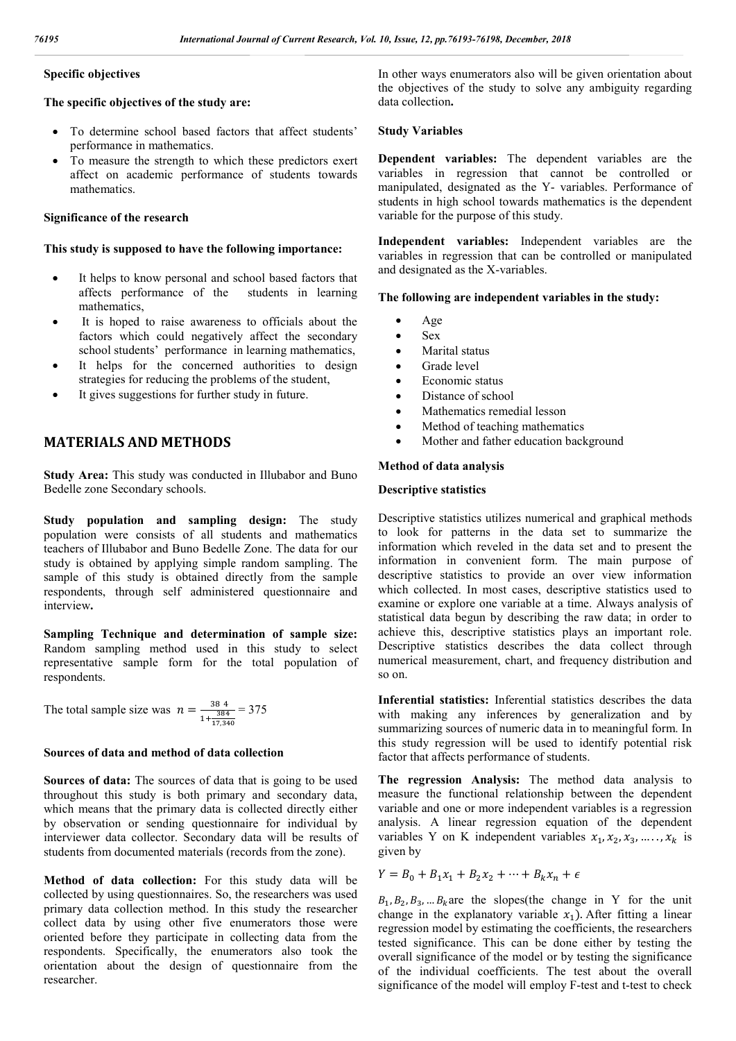**Specific objectives**

**The specific objectives of the study are:**

- To determine school based factors that affect students' performance in mathematics.
- To measure the strength to which these predictors exert affect on academic performance of students towards mathematics.

**Significance of the research**

**This study is supposed to have the following importance:**

- It helps to know personal and school based factors that affects performance of the students in learning mathematics,
- It is hoped to raise awareness to officials about the factors which could negatively affect the secondary school students' performance in learning mathematics,
- It helps for the concerned authorities to design strategies for reducing the problems of the student,
- It gives suggestions for further study in future.

## MATERIALS AND METHODS

**Study Area:** This study was conducted in Illubabor and Buno Bedelle zone Secondary schools.

**Study population and sampling design:** The study population were consists of all students and mathematics teachers of Illubabor and Buno Bedelle Zone. The data for our study is obtained by applying simple random sampling. The sample of this study is obtained directly from the sample respondents, through self administered questionnaire and interview**.**

**Sampling Technique and determination of sample size:** Random sampling method used in this study to select representative sample form for the total population of respondents.

The total sample size was $n = \frac{38\ 4}{1+\frac{384}{17,340}} = 375$

**Sources of data and method of data collection**

**Sources of data:** The sources of data that is going to be used throughout this study is both primary and secondary data, which means that the primary data is collected directly either by observation or sending questionnaire for individual by interviewer data collector. Secondary data will be results of students from documented materials (records from the zone).

**Method of data collection:** For this study data will be collected by using questionnaires. So, the researchers was used primary data collection method. In this study the researcher collect data by using other five enumerators those were oriented before they participate in collecting data from the respondents. Specifically, the enumerators also took the orientation about the design of questionnaire from the researcher. In other ways enumerators also will be given orientation about the objectives of the study to solve any ambiguity regarding data collection**.**

**Study Variables**

**Dependent variables:** The dependent variables are the variables in regression that cannot be controlled or manipulated, designated as the Y- variables. Performance of students in high school towards mathematics is the dependent variable for the purpose of this study.

**Independent variables:** Independent variables are the variables in regression that can be controlled or manipulated and designated as the X-variables.

**The following are independent variables in the study:**

- Age
- Sex
- Marital status
- Grade level
- Economic status
- Distance of school
- Mathematics remedial lesson
- Method of teaching mathematics
- Mother and father education background

**Method of data analysis**

**Descriptive statistics**

Descriptive statistics utilizes numerical and graphical methods to look for patterns in the data set to summarize the information which reveled in the data set and to present the information in convenient form. The main purpose of descriptive statistics to provide an over view information which collected. In most cases, descriptive statistics used to examine or explore one variable at a time. Always analysis of statistical data begun by describing the raw data; in order to achieve this, descriptive statistics plays an important role. Descriptive statistics describes the data collect through numerical measurement, chart, and frequency distribution and so on.

**Inferential statistics:** Inferential statistics describes the data with making any inferences by generalization and by summarizing sources of numeric data in to meaningful form. In this study regression will be used to identify potential risk factor that affects performance of students.

**The regression Analysis:** The method data analysis to measure the functional relationship between the dependent variable and one or more independent variables is a regression analysis. A linear regression equation of the dependent variables Y on K independent variables $x_1, x_2, x_3, \ldots\ldots, x_k$ is given by

$$Y = B_0 + B_1x_1 + B_2x_2 + \cdots + B_kx_n + \epsilon$$

$B_1, B_2, B_3, \ldots B_k$ are the slopes(the change in Y for the unit change in the explanatory variable $x_1$). After fitting a linear regression model by estimating the coefficients, the researchers tested significance. This can be done either by testing the overall significance of the model or by testing the significance of the individual coefficients. The test about the overall significance of the model will employ F-test and t-test to check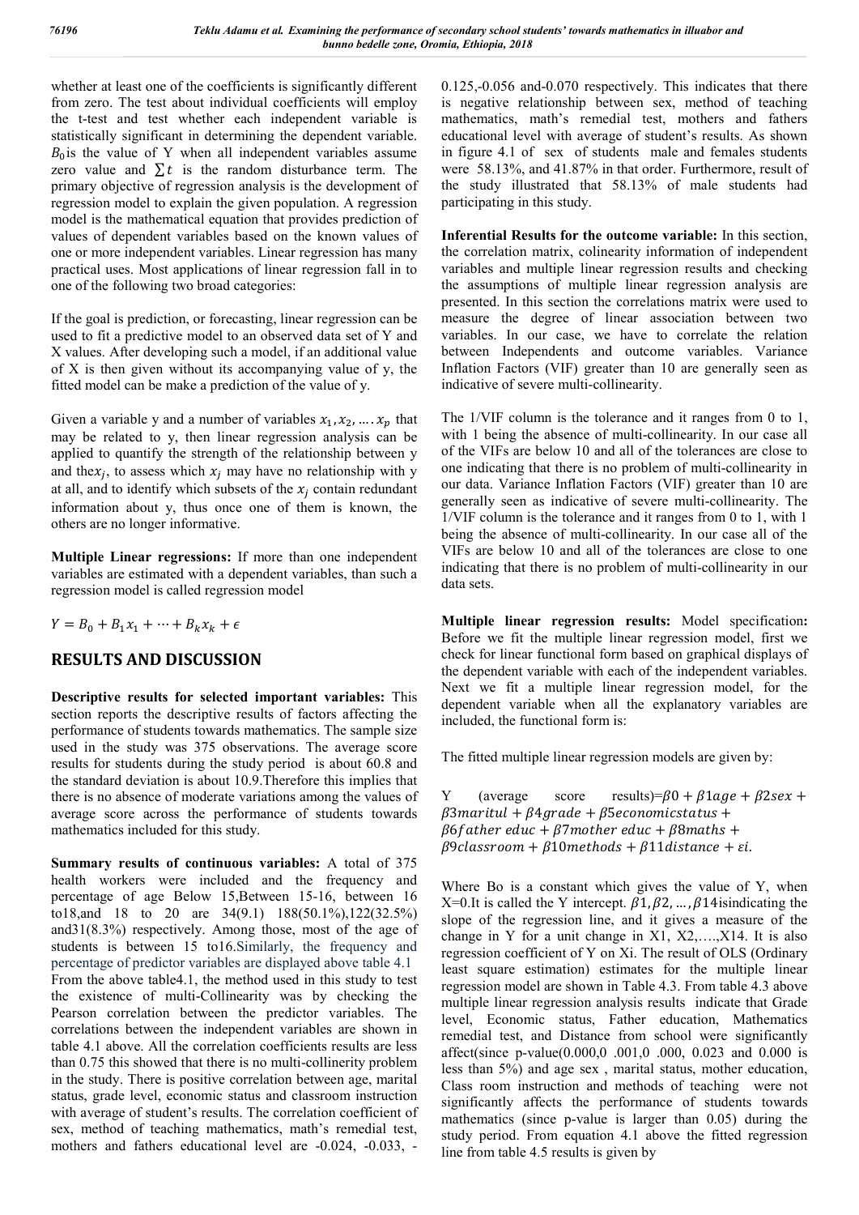whether at least one of the coefficients is significantly different from zero. The test about individual coefficients will employ the t-test and test whether each independent variable is statistically significant in determining the dependent variable. $B_0$is the value of Y when all independent variables assume zero value and $\sum t$ is the random disturbance term. The primary objective of regression analysis is the development of regression model to explain the given population. A regression model is the mathematical equation that provides prediction of values of dependent variables based on the known values of one or more independent variables. Linear regression has many practical uses. Most applications of linear regression fall in to one of the following two broad categories:

If the goal is prediction, or forecasting, linear regression can be used to fit a predictive model to an observed data set of Y and X values. After developing such a model, if an additional value of X is then given without its accompanying value of y, the fitted model can be make a prediction of the value of y.

Given a variable y and a number of variables $x_1, x_2, \ldots. x_p$ that may be related to y, then linear regression analysis can be applied to quantify the strength of the relationship between y and the$x_j$, to assess which $x_j$ may have no relationship with y at all, and to identify which subsets of the $x_j$ contain redundant information about y, thus once one of them is known, the others are no longer informative.

**Multiple Linear regressions:** If more than one independent variables are estimated with a dependent variables, than such a regression model is called regression model

$$Y = B_0 + B_1x_1 + \cdots + B_kx_k + \epsilon$$

## RESULTS AND DISCUSSION

**Descriptive results for selected important variables:** This section reports the descriptive results of factors affecting the performance of students towards mathematics. The sample size used in the study was 375 observations. The average score results for students during the study period is about 60.8 and the standard deviation is about 10.9.Therefore this implies that there is no absence of moderate variations among the values of average score across the performance of students towards mathematics included for this study.

**Summary results of continuous variables:** A total of 375 health workers were included and the frequency and percentage of age Below 15,Between 15-16, between 16 to18,and 18 to 20 are 34(9.1) 188(50.1%),122(32.5%) and31(8.3%) respectively. Among those, most of the age of students is between 15 to16.Similarly, the frequency and percentage of predictor variables are displayed above table 4.1 From the above table4.1, the method used in this study to test the existence of multi-Collinearity was by checking the Pearson correlation between the predictor variables. The correlations between the independent variables are shown in table 4.1 above. All the correlation coefficients results are less than 0.75 this showed that there is no multi-collinerity problem in the study. There is positive correlation between age, marital status, grade level, economic status and classroom instruction with average of student's results. The correlation coefficient of sex, method of teaching mathematics, math's remedial test, mothers and fathers educational level are -0.024, -0.033, -0.125,-0.056 and-0.070 respectively. This indicates that there is negative relationship between sex, method of teaching mathematics, math's remedial test, mothers and fathers educational level with average of student's results. As shown in figure 4.1 of sex of students male and females students were 58.13%, and 41.87% in that order. Furthermore, result of the study illustrated that 58.13% of male students had participating in this study.

**Inferential Results for the outcome variable:** In this section, the correlation matrix, colinearity information of independent variables and multiple linear regression results and checking the assumptions of multiple linear regression analysis are presented. In this section the correlations matrix were used to measure the degree of linear association between two variables. In our case, we have to correlate the relation between Independents and outcome variables. Variance Inflation Factors (VIF) greater than 10 are generally seen as indicative of severe multi-collinearity.

The 1/VIF column is the tolerance and it ranges from 0 to 1, with 1 being the absence of multi-collinearity. In our case all of the VIFs are below 10 and all of the tolerances are close to one indicating that there is no problem of multi-collinearity in our data. Variance Inflation Factors (VIF) greater than 10 are generally seen as indicative of severe multi-collinearity. The 1/VIF column is the tolerance and it ranges from 0 to 1, with 1 being the absence of multi-collinearity. In our case all of the VIFs are below 10 and all of the tolerances are close to one indicating that there is no problem of multi-collinearity in our data sets.

**Multiple linear regression results:** Model specification**:** Before we fit the multiple linear regression model, first we check for linear functional form based on graphical displays of the dependent variable with each of the independent variables. Next we fit a multiple linear regression model, for the dependent variable when all the explanatory variables are included, the functional form is:

The fitted multiple linear regression models are given by:

$$Y \text{ (average score results)} = \beta0 + \beta1age + \beta2sex + \beta3maritul + \beta4grade + \beta5economicstatus + \beta6father\ educ + \beta7mother\ educ + \beta8maths + \beta9classroom + \beta10methods + \beta11distance + \varepsilon i.$$

Where Bo is a constant which gives the value of Y, when X=0.It is called the Y intercept. $\beta1, \beta2, \ldots, \beta14$isindicating the slope of the regression line, and it gives a measure of the change in Y for a unit change in X1, X2,….,X14. It is also regression coefficient of Y on Xi. The result of OLS (Ordinary least square estimation) estimates for the multiple linear regression model are shown in Table 4.3. From table 4.3 above multiple linear regression analysis results indicate that Grade level, Economic status, Father education, Mathematics remedial test, and Distance from school were significantly affect(since p-value(0.000,0 .001,0 .000, 0.023 and 0.000 is less than 5%) and age sex , marital status, mother education, Class room instruction and methods of teaching were not significantly affects the performance of students towards mathematics (since p-value is larger than 0.05) during the study period. From equation 4.1 above the fitted regression line from table 4.5 results is given by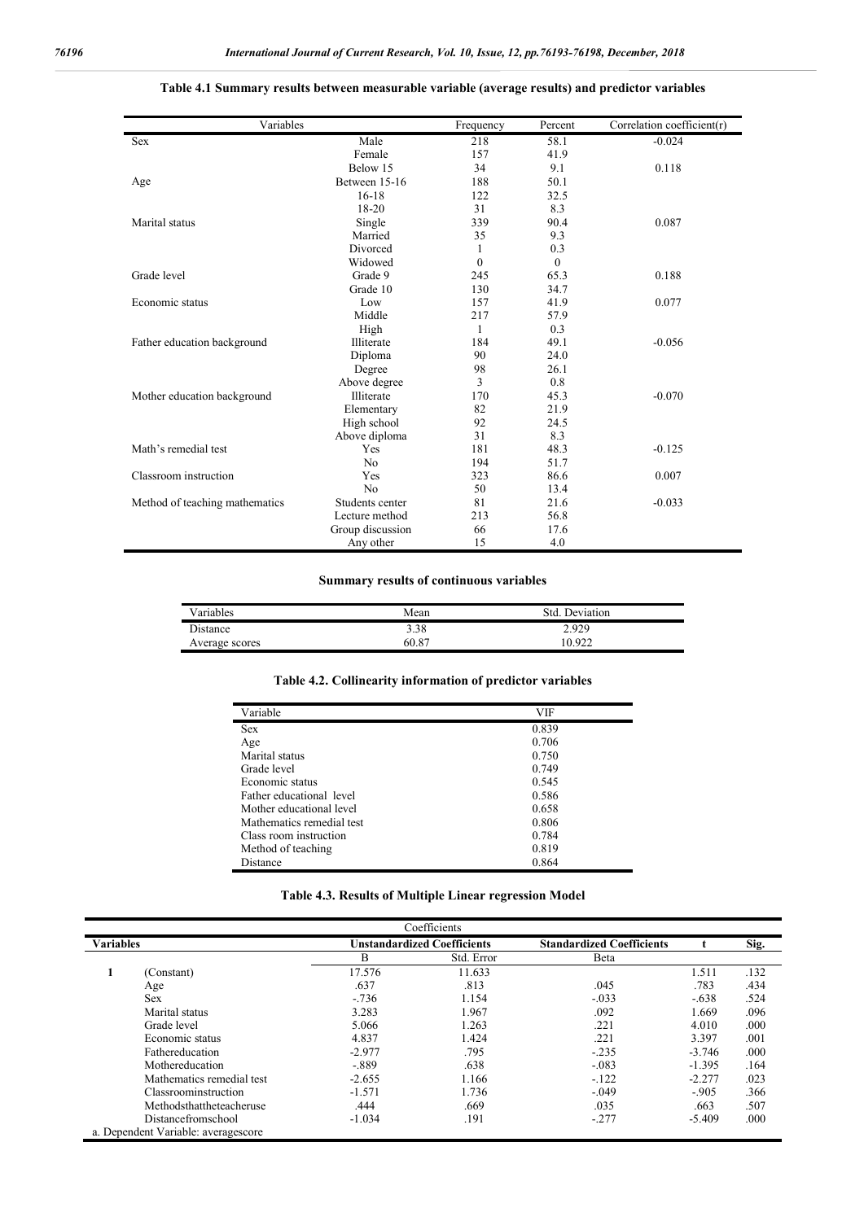**Table 4.1 Summary results between measurable variable (average results) and predictor variables**

| Variables | | Frequency | Percent | Correlation coefficient(r) |
|---|---|---|---|---|
| Sex | Male | 218 | 58.1 | -0.024 |
| | Female | 157 | 41.9 | |
| | Below 15 | 34 | 9.1 | 0.118 |
| Age | Between 15-16 | 188 | 50.1 | |
| | 16-18 | 122 | 32.5 | |
| | 18-20 | 31 | 8.3 | |
| Marital status | Single | 339 | 90.4 | 0.087 |
| | Married | 35 | 9.3 | |
| | Divorced | 1 | 0.3 | |
| | Widowed | 0 | 0 | |
| Grade level | Grade 9 | 245 | 65.3 | 0.188 |
| | Grade 10 | 130 | 34.7 | |
| Economic status | Low | 157 | 41.9 | 0.077 |
| | Middle | 217 | 57.9 | |
| | High | 1 | 0.3 | |
| Father education background | Illiterate | 184 | 49.1 | -0.056 |
| | Diploma | 90 | 24.0 | |
| | Degree | 98 | 26.1 | |
| | Above degree | 3 | 0.8 | |
| Mother education background | Illiterate | 170 | 45.3 | -0.070 |
| | Elementary | 82 | 21.9 | |
| | High school | 92 | 24.5 | |
| | Above diploma | 31 | 8.3 | |
| Math's remedial test | Yes | 181 | 48.3 | -0.125 |
| | No | 194 | 51.7 | |
| Classroom instruction | Yes | 323 | 86.6 | 0.007 |
| | No | 50 | 13.4 | |
| Method of teaching mathematics | Students center | 81 | 21.6 | -0.033 |
| | Lecture method | 213 | 56.8 | |
| | Group discussion | 66 | 17.6 | |
| | Any other | 15 | 4.0 | |

**Summary results of continuous variables**

| Variables | Mean | Std. Deviation |
|---|---|---|
| Distance | 3.38 | 2.929 |
| Average scores | 60.87 | 10.922 |

**Table 4.2. Collinearity information of predictor variables**

| Variable | VIF |
|---|---|
| Sex | 0.839 |
| Age | 0.706 |
| Marital status | 0.750 |
| Grade level | 0.749 |
| Economic status | 0.545 |
| Father educational level | 0.586 |
| Mother educational level | 0.658 |
| Mathematics remedial test | 0.806 |
| Class room instruction | 0.784 |
| Method of teaching | 0.819 |
| Distance | 0.864 |

**Table 4.3. Results of Multiple Linear regression Model**

| Coefficients | | | | | | |
|---|---|---|---|---|---|---|
| **Variables** | | **Unstandardized Coefficients** | | **Standardized Coefficients** | **t** | **Sig.** |
| | | B | Std. Error | Beta | | |
| 1 | (Constant) | 17.576 | 11.633 | | 1.511 | .132 |
| | Age | .637 | .813 | .045 | .783 | .434 |
| | Sex | -.736 | 1.154 | -.033 | -.638 | .524 |
| | Marital status | 3.283 | 1.967 | .092 | 1.669 | .096 |
| | Grade level | 5.066 | 1.263 | .221 | 4.010 | .000 |
| | Economic status | 4.837 | 1.424 | .221 | 3.397 | .001 |
| | Fathereducation | -2.977 | .795 | -.235 | -3.746 | .000 |
| | Mothereducation | -.889 | .638 | -.083 | -1.395 | .164 |
| | Mathematics remedial test | -2.655 | 1.166 | -.122 | -2.277 | .023 |
| | Classroominstruction | -1.571 | 1.736 | -.049 | -.905 | .366 |
| | Methodsthattheteacheruse | .444 | .669 | .035 | .663 | .507 |
| | Distancefromschool | -1.034 | .191 | -.277 | -5.409 | .000 |

a. Dependent Variable: averagescore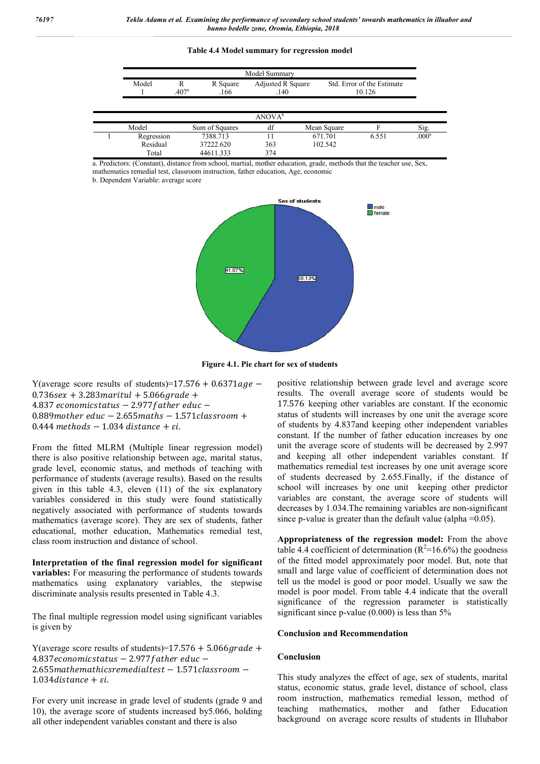**Table 4.4 Model summary for regression model**

| Model Summary | | | | |
|---|---|---|---|---|
| Model | R | R Square | Adjusted R Square | Std. Error of the Estimate |
| 1 | .407[a] | .166 | .140 | 10.126 |

| ANOVA[b] | | | | | | |
|---|---|---|---|---|---|---|
| Model | | Sum of Squares | df | Mean Square | F | Sig. |
| 1 | Regression | 7388.713 | 11 | 671.701 | 6.551 | .000[a] |
| | Residual | 37222.620 | 363 | 102.542 | | |
| | Total | 44611.333 | 374 | | | |

a. Predictors: (Constant), distance from school, martial, mother education, grade, methods that the teacher use, Sex, mathematics remedial test, classroom instruction, father education, Age, economic

b. Dependent Variable: average score

**Figure 4.1. Pie chart for sex of students**

Y(average score results of students)$=17.576 + 0.6371age - 0.736sex + 3.283maritul + 5.066grade + 4.837\ economicstatus - 2.977father\ educ - 0.889mother\ educ - 2.655maths - 1.571classroom + 0.444\ methods - 1.034\ distance + \varepsilon i.$

From the fitted MLRM (Multiple linear regression model) there is also positive relationship between age, marital status, grade level, economic status, and methods of teaching with performance of students (average results). Based on the results given in this table 4.3, eleven (11) of the six explanatory variables considered in this study were found statistically negatively associated with performance of students towards mathematics (average score). They are sex of students, father educational, mother education, Mathematics remedial test, class room instruction and distance of school.

**Interpretation of the final regression model for significant variables:** For measuring the performance of students towards mathematics using explanatory variables, the stepwise discriminate analysis results presented in Table 4.3.

The final multiple regression model using significant variables is given by

Y(average score results of students)$=17.576 + 5.066grade + 4.837economicstatus - 2.977father\ educ - 2.655mathemathicsremedialtest - 1.571classroom - 1.034distance + \varepsilon i.$

For every unit increase in grade level of students (grade 9 and 10), the average score of students increased by5.066, holding all other independent variables constant and there is also positive relationship between grade level and average score results. The overall average score of students would be 17.576 keeping other variables are constant. If the economic status of students will increases by one unit the average score of students by 4.837and keeping other independent variables constant. If the number of father education increases by one unit the average score of students will be decreased by 2.997 and keeping all other independent variables constant. If mathematics remedial test increases by one unit average score of students decreased by 2.655.Finally, if the distance of school will increases by one unit keeping other predictor variables are constant, the average score of students will decreases by 1.034.The remaining variables are non-significant since p-value is greater than the default value (alpha =0.05).

**Appropriateness of the regression model:** From the above table 4.4 coefficient of determination ($R^2$=16.6%) the goodness of the fitted model approximately poor model. But, note that small and large value of coefficient of determination does not tell us the model is good or poor model. Usually we saw the model is poor model. From table 4.4 indicate that the overall significance of the regression parameter is statistically significant since p-value (0.000) is less than 5%

## Conclusion and Recommendation

### Conclusion

This study analyzes the effect of age, sex of students, marital status, economic status, grade level, distance of school, class room instruction, mathematics remedial lesson, method of teaching mathematics, mother and father Education background on average score results of students in Illubabor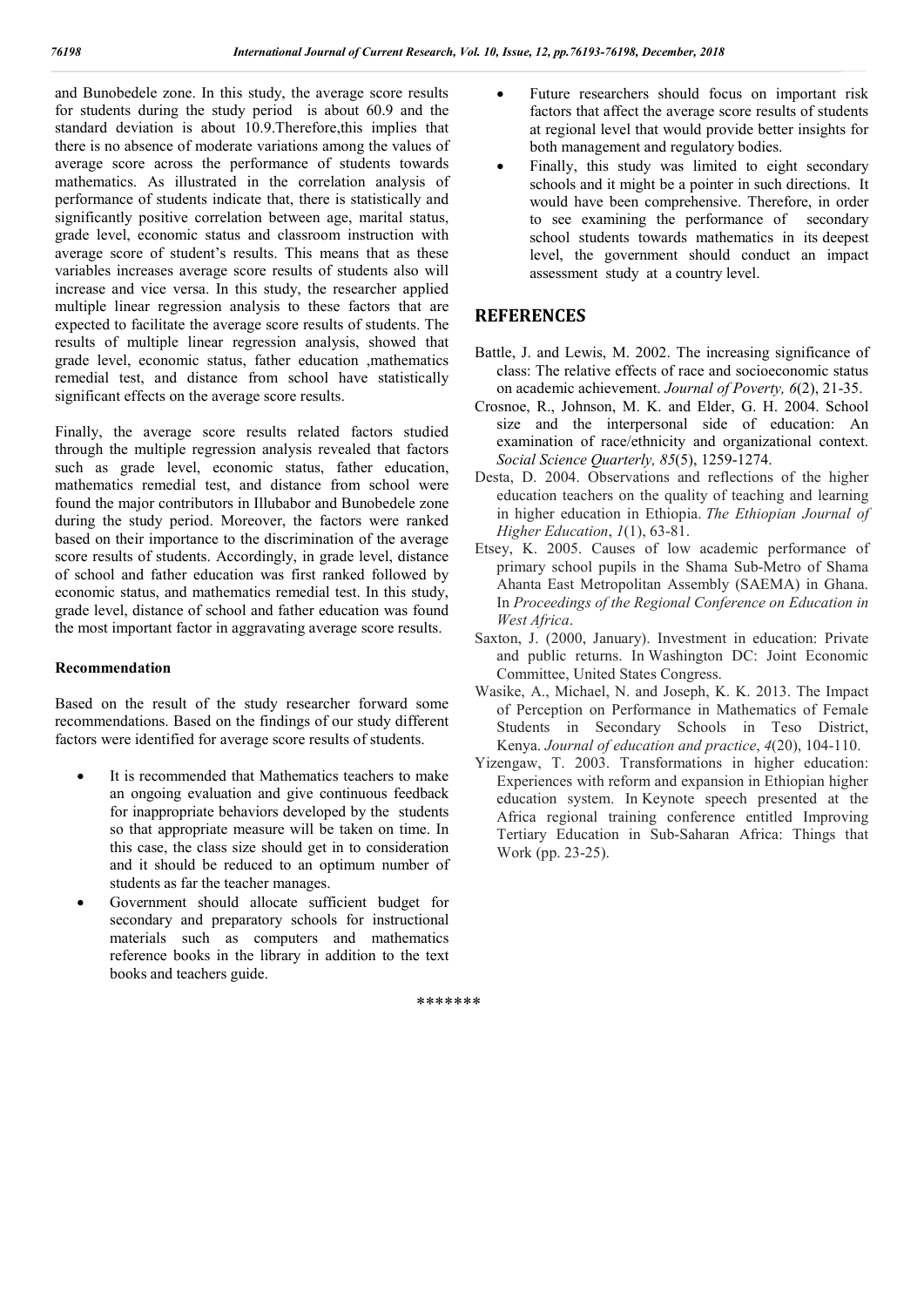and Bunobedele zone. In this study, the average score results for students during the study period is about 60.9 and the standard deviation is about 10.9.Therefore,this implies that there is no absence of moderate variations among the values of average score across the performance of students towards mathematics. As illustrated in the correlation analysis of performance of students indicate that, there is statistically and significantly positive correlation between age, marital status, grade level, economic status and classroom instruction with average score of student's results. This means that as these variables increases average score results of students also will increase and vice versa. In this study, the researcher applied multiple linear regression analysis to these factors that are expected to facilitate the average score results of students. The results of multiple linear regression analysis, showed that grade level, economic status, father education ,mathematics remedial test, and distance from school have statistically significant effects on the average score results.

Finally, the average score results related factors studied through the multiple regression analysis revealed that factors such as grade level, economic status, father education, mathematics remedial test, and distance from school were found the major contributors in Illubabor and Bunobedele zone during the study period. Moreover, the factors were ranked based on their importance to the discrimination of the average score results of students. Accordingly, in grade level, distance of school and father education was first ranked followed by economic status, and mathematics remedial test. In this study, grade level, distance of school and father education was found the most important factor in aggravating average score results.

### Recommendation

Based on the result of the study researcher forward some recommendations. Based on the findings of our study different factors were identified for average score results of students.

- It is recommended that Mathematics teachers to make an ongoing evaluation and give continuous feedback for inappropriate behaviors developed by the students so that appropriate measure will be taken on time. In this case, the class size should get in to consideration and it should be reduced to an optimum number of students as far the teacher manages.
- Government should allocate sufficient budget for secondary and preparatory schools for instructional materials such as computers and mathematics reference books in the library in addition to the text books and teachers guide.
- Future researchers should focus on important risk factors that affect the average score results of students at regional level that would provide better insights for both management and regulatory bodies.
- Finally, this study was limited to eight secondary schools and it might be a pointer in such directions. It would have been comprehensive. Therefore, in order to see examining the performance of secondary school students towards mathematics in its deepest level, the government should conduct an impact assessment study at a country level.

## REFERENCES

Battle, J. and Lewis, M. 2002. The increasing significance of class: The relative effects of race and socioeconomic status on academic achievement. *Journal of Poverty, 6*(2), 21-35.

Crosnoe, R., Johnson, M. K. and Elder, G. H. 2004. School size and the interpersonal side of education: An examination of race/ethnicity and organizational context. *Social Science Quarterly, 85*(5), 1259-1274.

Desta, D. 2004. Observations and reflections of the higher education teachers on the quality of teaching and learning in higher education in Ethiopia. *The Ethiopian Journal of Higher Education*, *1*(1), 63-81.

Etsey, K. 2005. Causes of low academic performance of primary school pupils in the Shama Sub-Metro of Shama Ahanta East Metropolitan Assembly (SAEMA) in Ghana. In *Proceedings of the Regional Conference on Education in West Africa*.

Saxton, J. (2000, January). Investment in education: Private and public returns. In Washington DC: Joint Economic Committee, United States Congress.

Wasike, A., Michael, N. and Joseph, K. K. 2013. The Impact of Perception on Performance in Mathematics of Female Students in Secondary Schools in Teso District, Kenya. *Journal of education and practice*, *4*(20), 104-110.

Yizengaw, T. 2003. Transformations in higher education: Experiences with reform and expansion in Ethiopian higher education system. In Keynote speech presented at the Africa regional training conference entitled Improving Tertiary Education in Sub-Saharan Africa: Things that Work (pp. 23-25).

\*\*\*\*\*\*\*